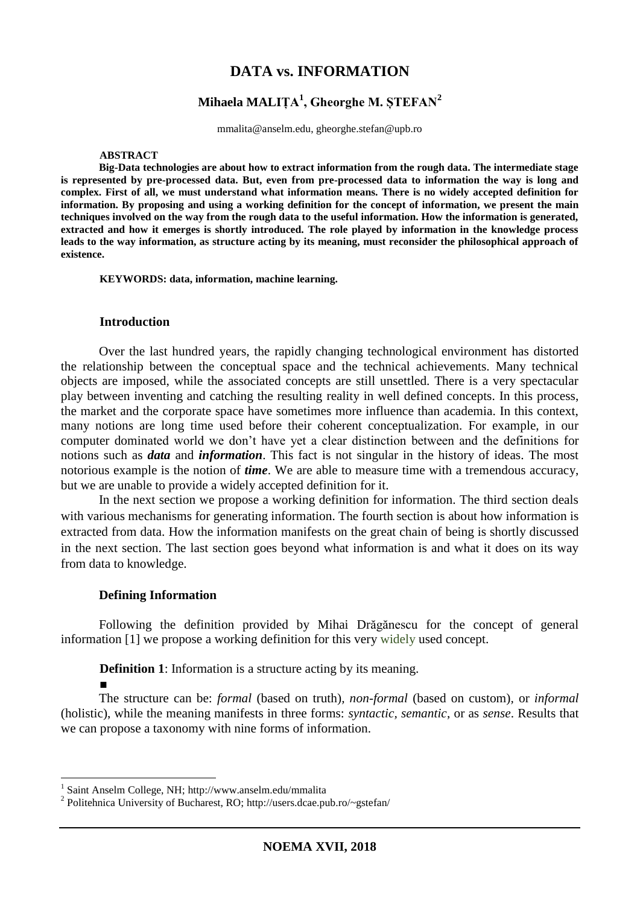# DATA vs. INFORMATION

## Mihaela MALIȚA[1], Gheorghe M. ȘTEFAN[2]

mmalita@anselm.edu, gheorghe.stefan@upb.ro

**ABSTRACT**

**Big-Data technologies are about how to extract information from the rough data. The intermediate stage is represented by pre-processed data. But, even from pre-processed data to information the way is long and complex. First of all, we must understand what information means. There is no widely accepted definition for information. By proposing and using a working definition for the concept of information, we present the main techniques involved on the way from the rough data to the useful information. How the information is generated, extracted and how it emerges is shortly introduced. The role played by information in the knowledge process leads to the way information, as structure acting by its meaning, must reconsider the philosophical approach of existence.**

**KEYWORDS: data, information, machine learning.**

### Introduction

Over the last hundred years, the rapidly changing technological environment has distorted the relationship between the conceptual space and the technical achievements. Many technical objects are imposed, while the associated concepts are still unsettled. There is a very spectacular play between inventing and catching the resulting reality in well defined concepts. In this process, the market and the corporate space have sometimes more influence than academia. In this context, many notions are long time used before their coherent conceptualization. For example, in our computer dominated world we don't have yet a clear distinction between and the definitions for notions such as ***data*** and ***information***. This fact is not singular in the history of ideas. The most notorious example is the notion of ***time***. We are able to measure time with a tremendous accuracy, but we are unable to provide a widely accepted definition for it.

In the next section we propose a working definition for information. The third section deals with various mechanisms for generating information. The fourth section is about how information is extracted from data. How the information manifests on the great chain of being is shortly discussed in the next section. The last section goes beyond what information is and what it does on its way from data to knowledge.

### Defining Information

Following the definition provided by Mihai Drăgănescu for the concept of general information [1] we propose a working definition for this very widely used concept.

**Definition 1**: Information is a structure acting by its meaning.

■

The structure can be: *formal* (based on truth), *non-formal* (based on custom), or *informal* (holistic), while the meaning manifests in three forms: *syntactic*, *semantic*, or as *sense*. Results that we can propose a taxonomy with nine forms of information.

---

[1] Saint Anselm College, NH; http://www.anselm.edu/mmalita

[2] Politehnica University of Bucharest, RO; http://users.dcae.pub.ro/~gstefan/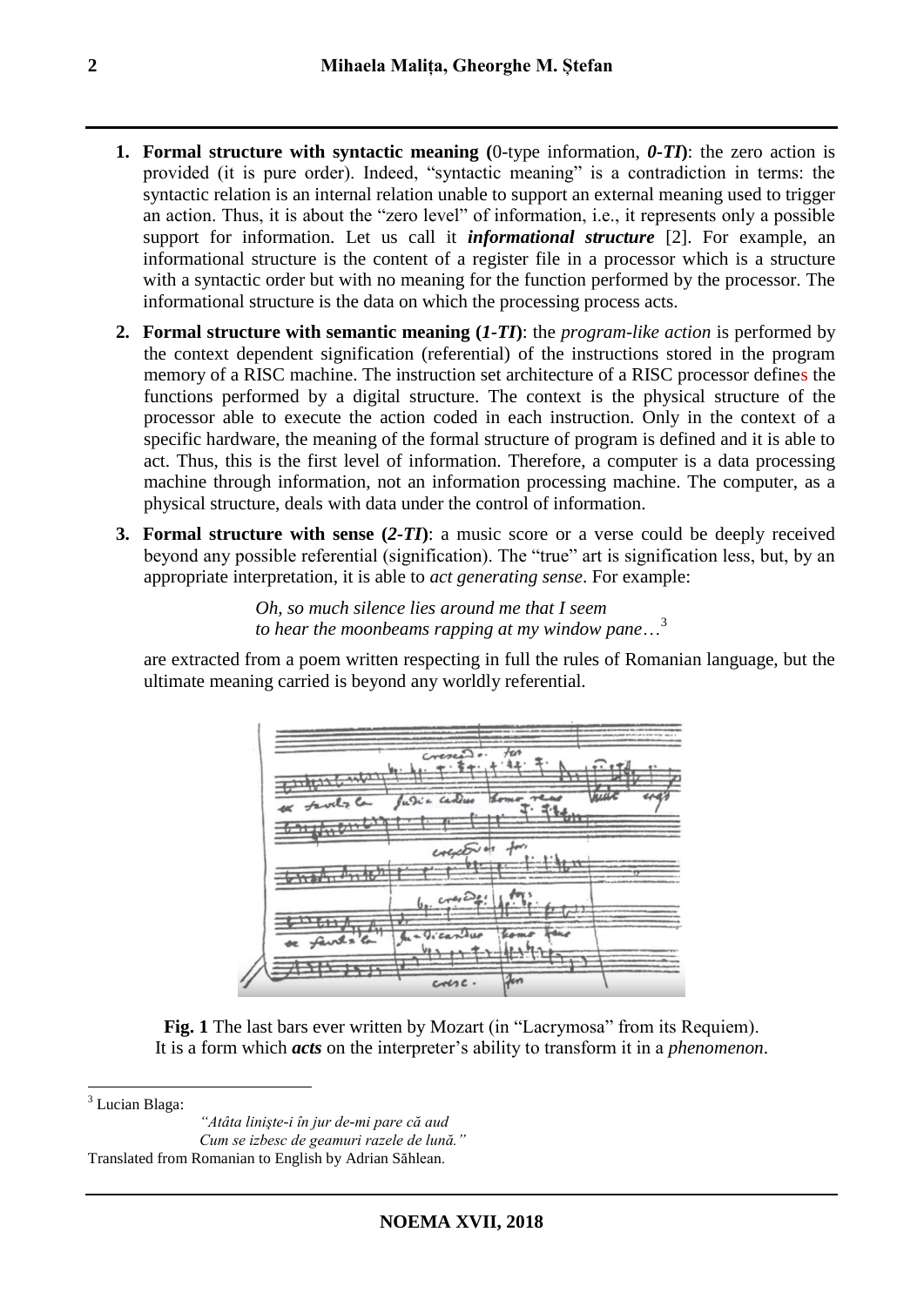1. **Formal structure with syntactic meaning (**0-type information, ***0-TI*****)**: the zero action is provided (it is pure order). Indeed, "syntactic meaning" is a contradiction in terms: the syntactic relation is an internal relation unable to support an external meaning used to trigger an action. Thus, it is about the "zero level" of information, i.e., it represents only a possible support for information. Let us call it ***informational structure*** [2]. For example, an informational structure is the content of a register file in a processor which is a structure with a syntactic order but with no meaning for the function performed by the processor. The informational structure is the data on which the processing process acts.

2. **Formal structure with semantic meaning (*1-TI*)**: the *program-like action* is performed by the context dependent signification (referential) of the instructions stored in the program memory of a RISC machine. The instruction set architecture of a RISC processor defines the functions performed by a digital structure. The context is the physical structure of the processor able to execute the action coded in each instruction. Only in the context of a specific hardware, the meaning of the formal structure of program is defined and it is able to act. Thus, this is the first level of information. Therefore, a computer is a data processing machine through information, not an information processing machine. The computer, as a physical structure, deals with data under the control of information.

3. **Formal structure with sense (*2-TI*)**: a music score or a verse could be deeply received beyond any possible referential (signification). The "true" art is signification less, but, by an appropriate interpretation, it is able to *act generating sense*. For example:

   > *Oh, so much silence lies around me that I seem*
   > *to hear the moonbeams rapping at my window pane*…[3]

   are extracted from a poem written respecting in full the rules of Romanian language, but the ultimate meaning carried is beyond any worldly referential.

**Fig. 1** The last bars ever written by Mozart (in "Lacrymosa" from its Requiem). It is a form which ***acts*** on the interpreter's ability to transform it in a *phenomenon*.

---

[3] Lucian Blaga:

*"Atâta linişte-i în jur de-mi pare că aud*
*Cum se izbesc de geamuri razele de lună."*

Translated from Romanian to English by Adrian Săhlean.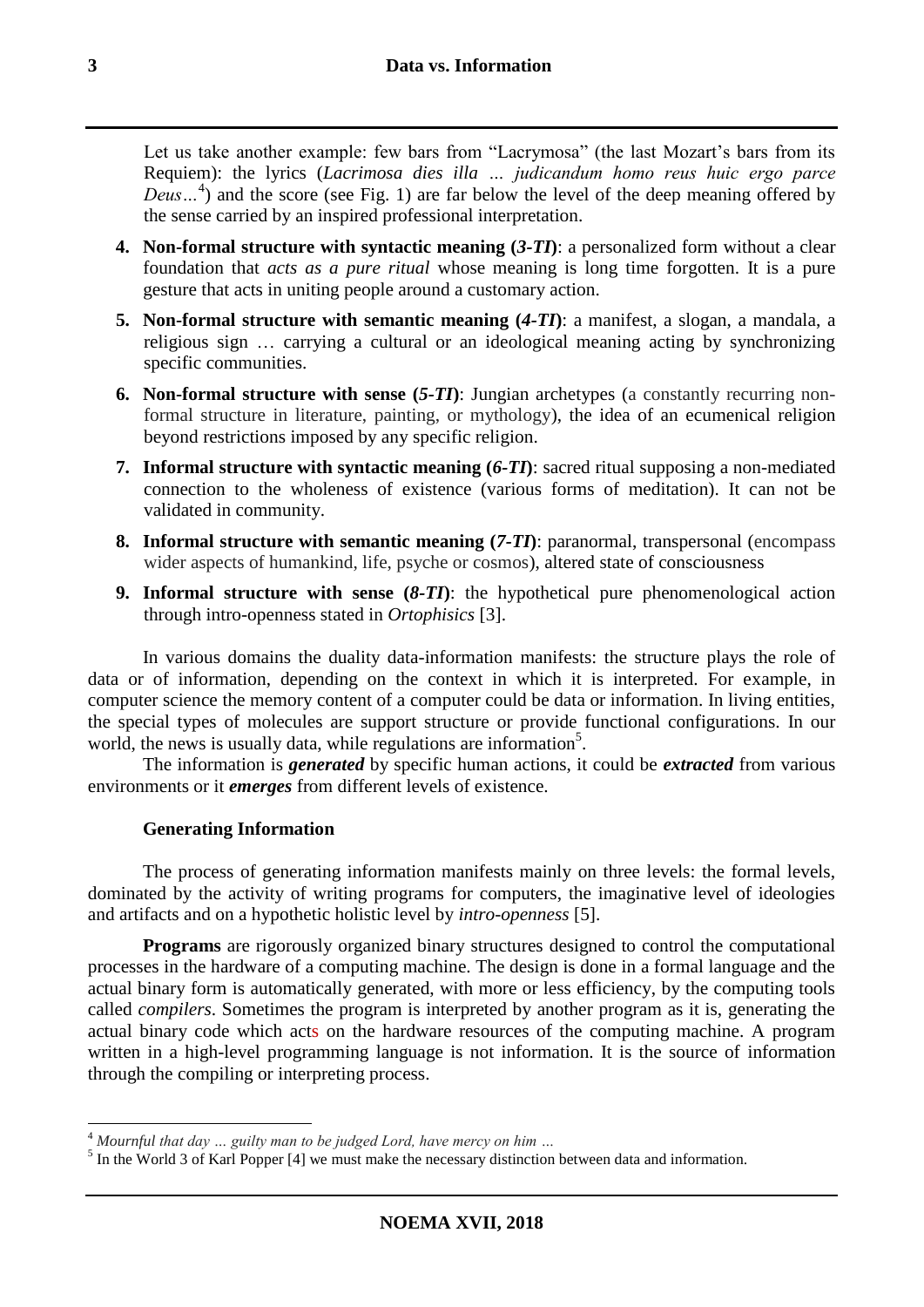Let us take another example: few bars from "Lacrymosa" (the last Mozart's bars from its Requiem): the lyrics (*Lacrimosa dies illa … judicandum homo reus huic ergo parce Deus…*[4]) and the score (see Fig. 1) are far below the level of the deep meaning offered by the sense carried by an inspired professional interpretation.

4. **Non-formal structure with syntactic meaning (*3-TI*)**: a personalized form without a clear foundation that *acts as a pure ritual* whose meaning is long time forgotten. It is a pure gesture that acts in uniting people around a customary action.
5. **Non-formal structure with semantic meaning (*4-TI*)**: a manifest, a slogan, a mandala, a religious sign … carrying a cultural or an ideological meaning acting by synchronizing specific communities.
6. **Non-formal structure with sense (*5-TI*)**: Jungian archetypes (a constantly recurring non-formal structure in literature, painting, or mythology), the idea of an ecumenical religion beyond restrictions imposed by any specific religion.
7. **Informal structure with syntactic meaning (*6-TI*)**: sacred ritual supposing a non-mediated connection to the wholeness of existence (various forms of meditation). It can not be validated in community.
8. **Informal structure with semantic meaning (*7-TI*)**: paranormal, transpersonal (encompass wider aspects of humankind, life, psyche or cosmos), altered state of consciousness
9. **Informal structure with sense (*8-TI*)**: the hypothetical pure phenomenological action through intro-openness stated in *Ortophisics* [3].

In various domains the duality data-information manifests: the structure plays the role of data or of information, depending on the context in which it is interpreted. For example, in computer science the memory content of a computer could be data or information. In living entities, the special types of molecules are support structure or provide functional configurations. In our world, the news is usually data, while regulations are information[5].

The information is ***generated*** by specific human actions, it could be ***extracted*** from various environments or it ***emerges*** from different levels of existence.

### Generating Information

The process of generating information manifests mainly on three levels: the formal levels, dominated by the activity of writing programs for computers, the imaginative level of ideologies and artifacts and on a hypothetic holistic level by *intro-openness* [5].

**Programs** are rigorously organized binary structures designed to control the computational processes in the hardware of a computing machine. The design is done in a formal language and the actual binary form is automatically generated, with more or less efficiency, by the computing tools called *compilers*. Sometimes the program is interpreted by another program as it is, generating the actual binary code which acts on the hardware resources of the computing machine. A program written in a high-level programming language is not information. It is the source of information through the compiling or interpreting process.

---

[4] *Mournful that day … guilty man to be judged Lord, have mercy on him …*

[5] In the World 3 of Karl Popper [4] we must make the necessary distinction between data and information.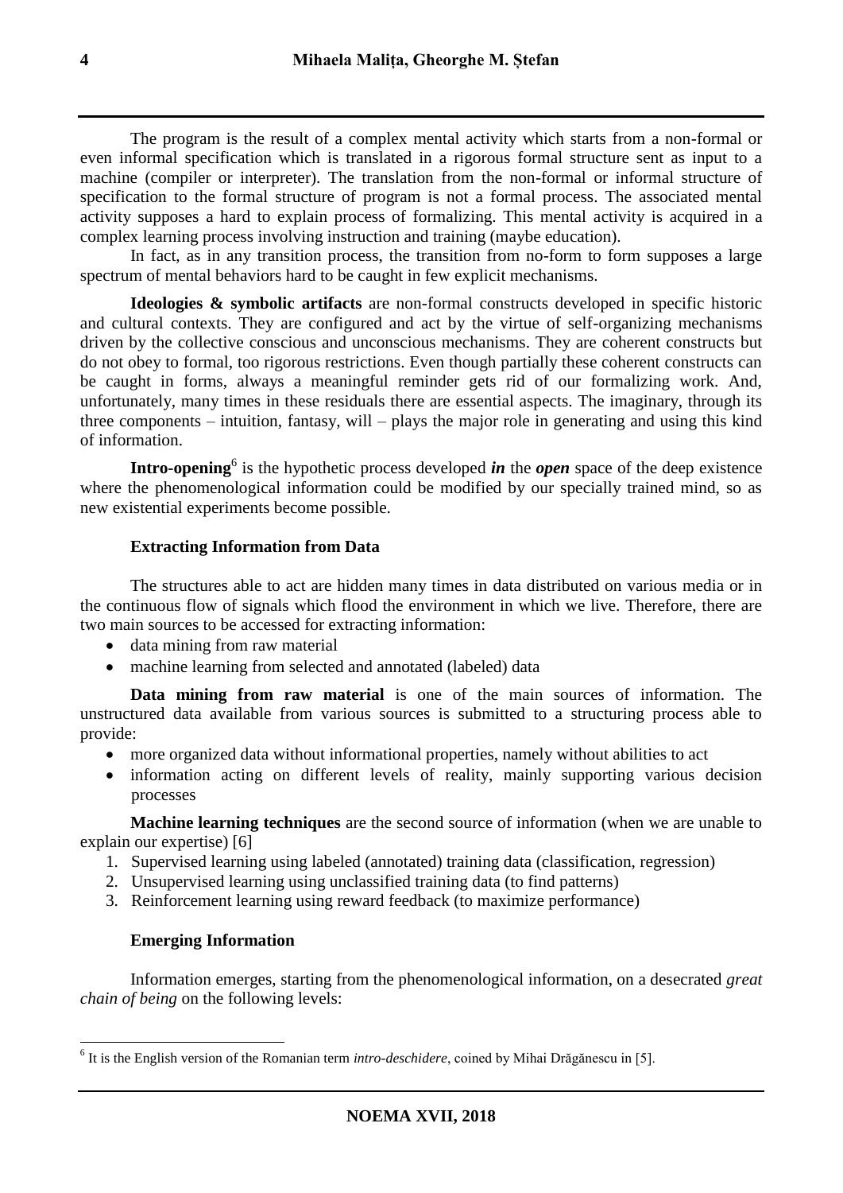The program is the result of a complex mental activity which starts from a non-formal or even informal specification which is translated in a rigorous formal structure sent as input to a machine (compiler or interpreter). The translation from the non-formal or informal structure of specification to the formal structure of program is not a formal process. The associated mental activity supposes a hard to explain process of formalizing. This mental activity is acquired in a complex learning process involving instruction and training (maybe education).

In fact, as in any transition process, the transition from no-form to form supposes a large spectrum of mental behaviors hard to be caught in few explicit mechanisms.

**Ideologies & symbolic artifacts** are non-formal constructs developed in specific historic and cultural contexts. They are configured and act by the virtue of self-organizing mechanisms driven by the collective conscious and unconscious mechanisms. They are coherent constructs but do not obey to formal, too rigorous restrictions. Even though partially these coherent constructs can be caught in forms, always a meaningful reminder gets rid of our formalizing work. And, unfortunately, many times in these residuals there are essential aspects. The imaginary, through its three components – intuition, fantasy, will – plays the major role in generating and using this kind of information.

**Intro-opening**[6] is the hypothetic process developed ***in*** the ***open*** space of the deep existence where the phenomenological information could be modified by our specially trained mind, so as new existential experiments become possible.

### Extracting Information from Data

The structures able to act are hidden many times in data distributed on various media or in the continuous flow of signals which flood the environment in which we live. Therefore, there are two main sources to be accessed for extracting information:

- data mining from raw material
- machine learning from selected and annotated (labeled) data

**Data mining from raw material** is one of the main sources of information. The unstructured data available from various sources is submitted to a structuring process able to provide:

- more organized data without informational properties, namely without abilities to act
- information acting on different levels of reality, mainly supporting various decision processes

**Machine learning techniques** are the second source of information (when we are unable to explain our expertise) [6]

1. Supervised learning using labeled (annotated) training data (classification, regression)
2. Unsupervised learning using unclassified training data (to find patterns)
3. Reinforcement learning using reward feedback (to maximize performance)

### Emerging Information

Information emerges, starting from the phenomenological information, on a desecrated *great chain of being* on the following levels:

---

[6] It is the English version of the Romanian term *intro-deschidere*, coined by Mihai Drăgănescu in [5].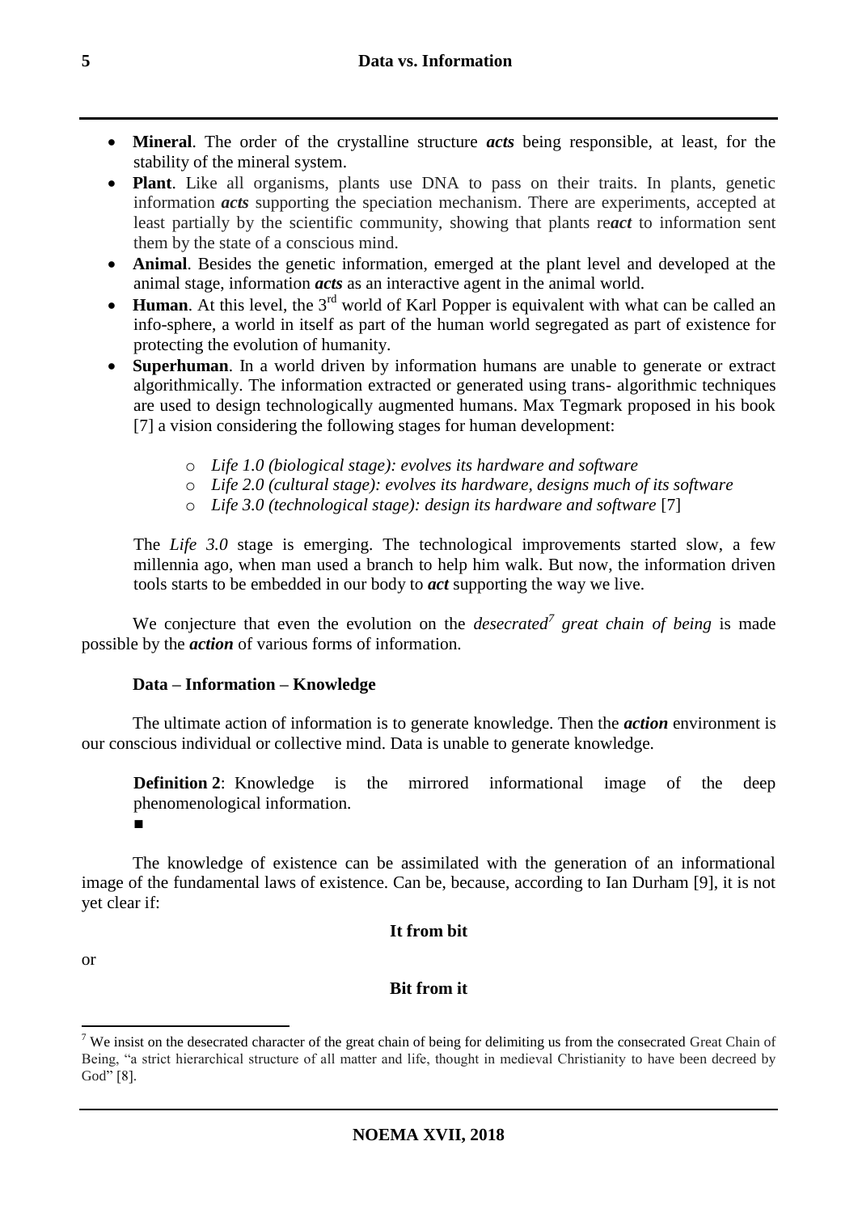- **Mineral**. The order of the crystalline structure ***acts*** being responsible, at least, for the stability of the mineral system.
- **Plant**. Like all organisms, plants use DNA to pass on their traits. In plants, genetic information ***acts*** supporting the speciation mechanism. There are experiments, accepted at least partially by the scientific community, showing that plants re***act*** to information sent them by the state of a conscious mind.
- **Animal**. Besides the genetic information, emerged at the plant level and developed at the animal stage, information ***acts*** as an interactive agent in the animal world.
- **Human**. At this level, the 3rd world of Karl Popper is equivalent with what can be called an info-sphere, a world in itself as part of the human world segregated as part of existence for protecting the evolution of humanity.
- **Superhuman**. In a world driven by information humans are unable to generate or extract algorithmically. The information extracted or generated using trans- algorithmic techniques are used to design technologically augmented humans. Max Tegmark proposed in his book [7] a vision considering the following stages for human development:

    - *Life 1.0 (biological stage): evolves its hardware and software*
    - *Life 2.0 (cultural stage): evolves its hardware, designs much of its software*
    - *Life 3.0 (technological stage): design its hardware and software* [7]

  The *Life 3.0* stage is emerging. The technological improvements started slow, a few millennia ago, when man used a branch to help him walk. But now, the information driven tools starts to be embedded in our body to ***act*** supporting the way we live.

We conjecture that even the evolution on the *desecrated*[7] *great chain of being* is made possible by the ***action*** of various forms of information.

**Data – Information – Knowledge**

The ultimate action of information is to generate knowledge. Then the ***action*** environment is our conscious individual or collective mind. Data is unable to generate knowledge.

**Definition 2**: Knowledge is the mirrored informational image of the deep phenomenological information.
■

The knowledge of existence can be assimilated with the generation of an informational image of the fundamental laws of existence. Can be, because, according to Ian Durham [9], it is not yet clear if:

**It from bit**

or

**Bit from it**

[7] We insist on the desecrated character of the great chain of being for delimiting us from the consecrated Great Chain of Being, "a strict hierarchical structure of all matter and life, thought in medieval Christianity to have been decreed by God" [8].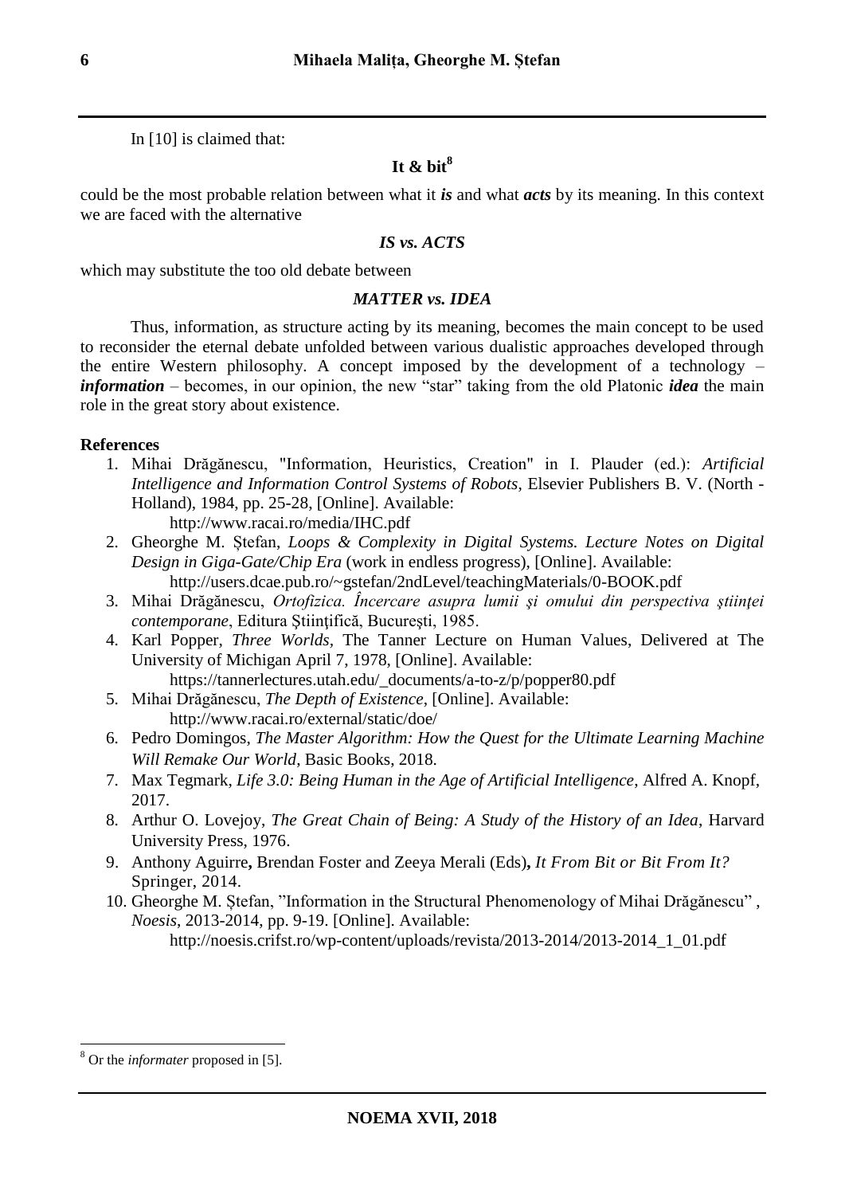In [10] is claimed that:

**It & bit**[8]

could be the most probable relation between what it ***is*** and what ***acts*** by its meaning. In this context we are faced with the alternative

***IS vs. ACTS***

which may substitute the too old debate between

***MATTER vs. IDEA***

Thus, information, as structure acting by its meaning, becomes the main concept to be used to reconsider the eternal debate unfolded between various dualistic approaches developed through the entire Western philosophy. A concept imposed by the development of a technology – ***information*** – becomes, in our opinion, the new "star" taking from the old Platonic ***idea*** the main role in the great story about existence.

**References**

1. Mihai Drăgănescu, "Information, Heuristics, Creation" in I. Plauder (ed.): *Artificial Intelligence and Information Control Systems of Robots*, Elsevier Publishers B. V. (North - Holland), 1984, pp. 25-28, [Online]. Available: http://www.racai.ro/media/IHC.pdf
2. Gheorghe M. Ștefan, *Loops & Complexity in Digital Systems. Lecture Notes on Digital Design in Giga-Gate/Chip Era* (work in endless progress), [Online]. Available: http://users.dcae.pub.ro/~gstefan/2ndLevel/teachingMaterials/0-BOOK.pdf
3. Mihai Drăgănescu, *Ortofizica. Încercare asupra lumii şi omului din perspectiva ştiinţei contemporane*, Editura Științifică, Bucureşti, 1985.
4. Karl Popper, *Three Worlds*, The Tanner Lecture on Human Values, Delivered at The University of Michigan April 7, 1978, [Online]. Available: https://tannerlectures.utah.edu/_documents/a-to-z/p/popper80.pdf
5. Mihai Drăgănescu, *The Depth of Existence*, [Online]. Available: http://www.racai.ro/external/static/doe/
6. Pedro Domingos, *The Master Algorithm: How the Quest for the Ultimate Learning Machine Will Remake Our World*, Basic Books, 2018.
7. Max Tegmark, *Life 3.0: Being Human in the Age of Artificial Intelligence*, Alfred A. Knopf, 2017.
8. Arthur O. Lovejoy, *The Great Chain of Being: A Study of the History of an Idea*, Harvard University Press, 1976.
9. Anthony Aguirre**,** Brendan Foster and Zeeya Merali (Eds)**,** *It From Bit or Bit From It?* Springer, 2014.
10. Gheorghe M. Ștefan, "Information in the Structural Phenomenology of Mihai Drăgănescu" , *Noesis*, 2013-2014, pp. 9-19. [Online]. Available: http://noesis.crifst.ro/wp-content/uploads/revista/2013-2014/2013-2014_1_01.pdf

---

[8] Or the *informater* proposed in [5].